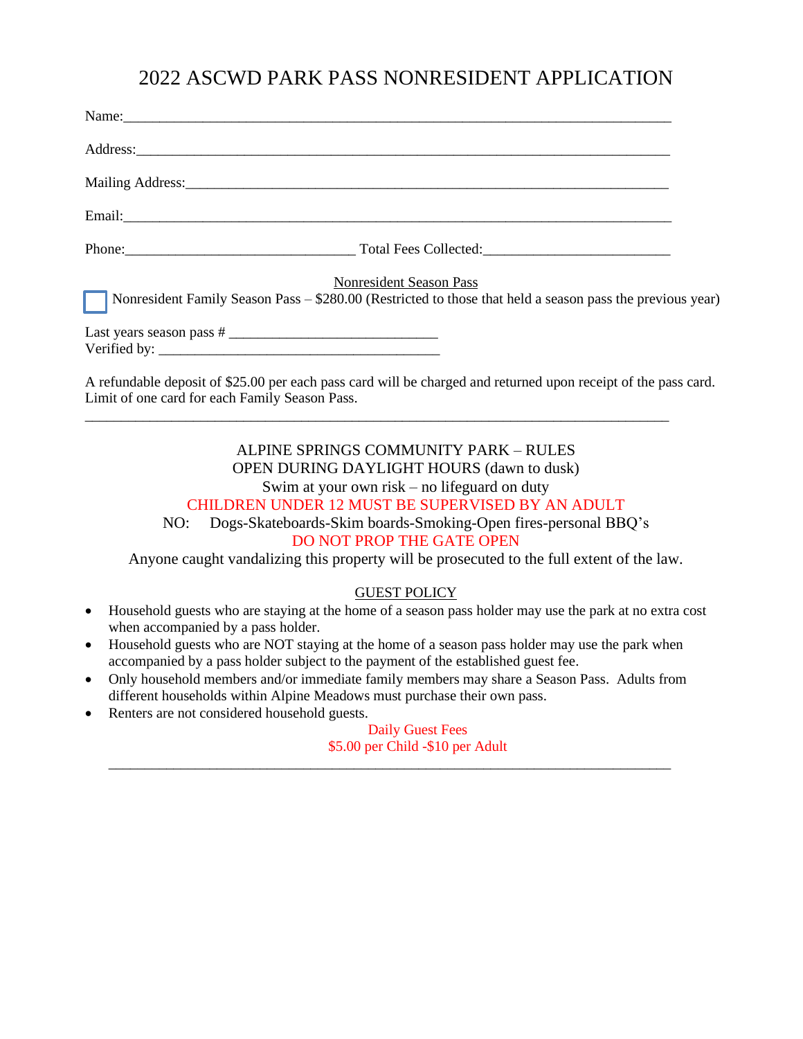# 2022 ASCWD PARK PASS NONRESIDENT APPLICATION

Name:\_\_\_\_\_\_\_\_\_\_\_\_\_\_\_\_\_\_\_\_\_\_\_\_\_\_\_\_\_\_\_\_\_\_\_\_\_\_\_\_\_\_\_\_\_\_\_\_\_\_\_\_\_\_\_\_\_\_\_\_\_\_\_\_\_\_\_\_\_\_\_\_

Address:\_\_\_\_\_\_\_\_\_\_\_\_\_\_\_\_\_\_\_\_\_\_\_\_\_\_\_\_\_\_\_\_\_\_\_\_\_\_\_\_\_\_\_\_\_\_\_\_\_\_\_\_\_\_\_\_\_\_\_\_\_\_\_\_\_\_\_\_\_\_

Mailing Address:\_\_\_\_\_\_\_\_\_\_\_\_\_\_\_\_\_\_\_\_\_\_\_\_\_\_\_\_\_\_\_\_\_\_\_\_\_\_\_\_\_\_\_\_\_\_\_\_\_\_\_\_\_\_\_\_\_\_\_\_\_\_\_\_

Email:\_\_\_\_\_\_\_\_\_\_\_\_\_\_\_\_\_\_\_\_\_\_\_\_\_\_\_\_\_\_\_\_\_\_\_\_\_\_\_\_\_\_\_\_\_\_\_\_\_\_\_\_\_\_\_\_\_\_\_\_\_\_\_\_\_\_\_\_\_\_\_\_

Phone:\_\_\_\_\_\_\_\_\_\_\_\_\_\_\_\_\_\_\_\_\_\_\_\_\_\_\_\_\_\_ Total Fees Collected:\_\_\_\_\_\_\_\_\_\_\_\_\_\_\_\_\_\_\_\_\_\_\_\_\_

<u>Nonresident Season Pass</u>

☐ Nonresident Family Season Pass – $280.00 (Restricted to those that held a season pass the previous year)

Last years season pass # \_\_\_\_\_\_\_\_\_\_\_\_\_\_\_\_\_\_\_\_\_\_\_\_\_\_\_\_
Verified by: \_\_\_\_\_\_\_\_\_\_\_\_\_\_\_\_\_\_\_\_\_\_\_\_\_\_\_\_\_\_\_\_\_\_\_\_\_\_

A refundable deposit of $25.00 per each pass card will be charged and returned upon receipt of the pass card. Limit of one card for each Family Season Pass.

---

ALPINE SPRINGS COMMUNITY PARK – RULES
OPEN DURING DAYLIGHT HOURS (dawn to dusk)
Swim at your own risk – no lifeguard on duty
CHILDREN UNDER 12 MUST BE SUPERVISED BY AN ADULT
NO: Dogs-Skateboards-Skim boards-Smoking-Open fires-personal BBQ's
DO NOT PROP THE GATE OPEN
Anyone caught vandalizing this property will be prosecuted to the full extent of the law.

<u>GUEST POLICY</u>

- Household guests who are staying at the home of a season pass holder may use the park at no extra cost when accompanied by a pass holder.
- Household guests who are NOT staying at the home of a season pass holder may use the park when accompanied by a pass holder subject to the payment of the established guest fee.
- Only household members and/or immediate family members may share a Season Pass. Adults from different households within Alpine Meadows must purchase their own pass.
- Renters are not considered household guests.

Daily Guest Fees
$5.00 per Child -$10 per Adult

---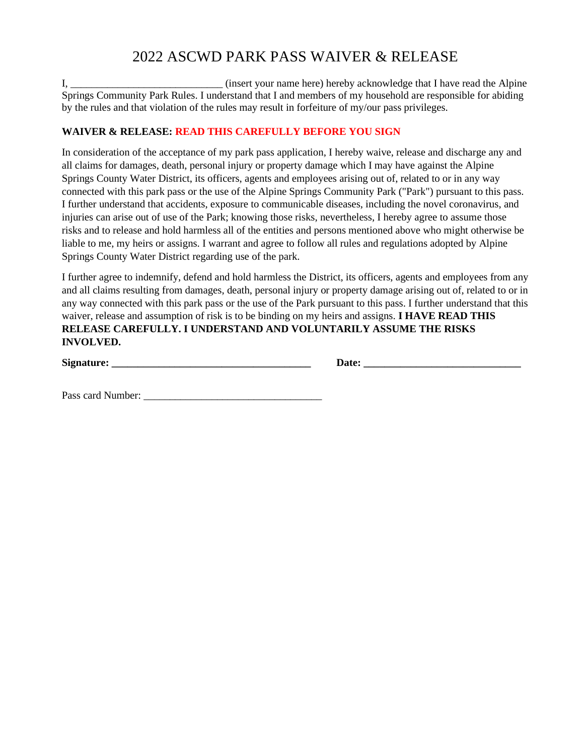# 2022 ASCWD PARK PASS WAIVER & RELEASE

I, _____________________________ (insert your name here) hereby acknowledge that I have read the Alpine Springs Community Park Rules. I understand that I and members of my household are responsible for abiding by the rules and that violation of the rules may result in forfeiture of my/our pass privileges.

**WAIVER & RELEASE: READ THIS CAREFULLY BEFORE YOU SIGN**

In consideration of the acceptance of my park pass application, I hereby waive, release and discharge any and all claims for damages, death, personal injury or property damage which I may have against the Alpine Springs County Water District, its officers, agents and employees arising out of, related to or in any way connected with this park pass or the use of the Alpine Springs Community Park ("Park") pursuant to this pass. I further understand that accidents, exposure to communicable diseases, including the novel coronavirus, and injuries can arise out of use of the Park; knowing those risks, nevertheless, I hereby agree to assume those risks and to release and hold harmless all of the entities and persons mentioned above who might otherwise be liable to me, my heirs or assigns. I warrant and agree to follow all rules and regulations adopted by Alpine Springs County Water District regarding use of the park.

I further agree to indemnify, defend and hold harmless the District, its officers, agents and employees from any and all claims resulting from damages, death, personal injury or property damage arising out of, related to or in any way connected with this park pass or the use of the Park pursuant to this pass. I further understand that this waiver, release and assumption of risk is to be binding on my heirs and assigns. **I HAVE READ THIS RELEASE CAREFULLY. I UNDERSTAND AND VOLUNTARILY ASSUME THE RISKS INVOLVED.**

**Signature: ______________________________________ Date: ______________________________**

Pass card Number: _________________________________